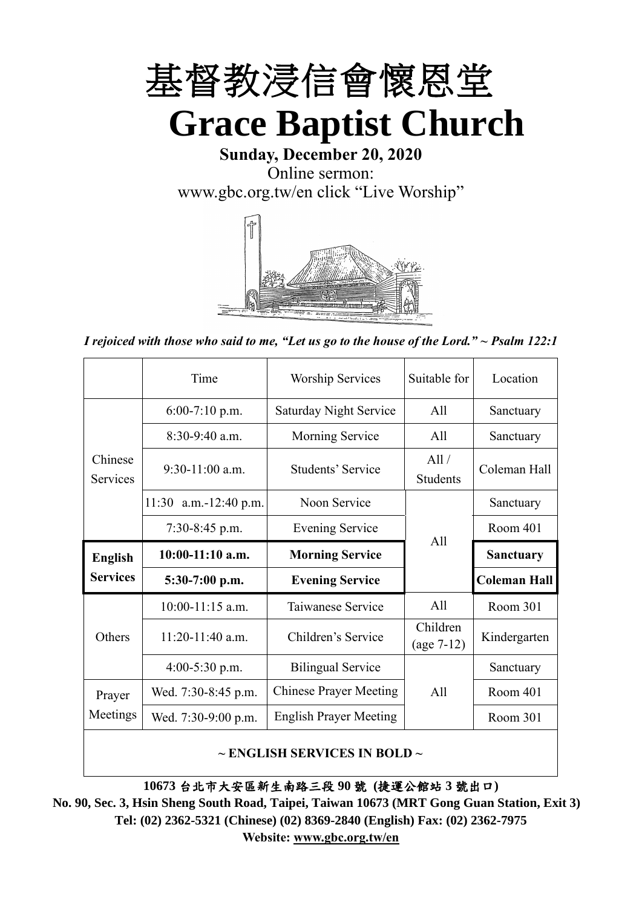# 基督教浸信會懷恩堂

# Grace Baptist Church

**Sunday, December 20, 2020**

Online sermon:
www.gbc.org.tw/en click "Live Worship"

*I rejoiced with those who said to me, "Let us go to the house of the Lord." ~ Psalm 122:1*

| | Time | Worship Services | Suitable for | Location |
|---|---|---|---|---|
| Chinese Services | 6:00-7:10 p.m. | Saturday Night Service | All | Sanctuary |
| | 8:30-9:40 a.m. | Morning Service | All | Sanctuary |
| | 9:30-11:00 a.m. | Students' Service | All / Students | Coleman Hall |
| | 11:30 a.m.-12:40 p.m. | Noon Service | All | Sanctuary |
| | 7:30-8:45 p.m. | Evening Service | All | Room 401 |
| **English Services** | **10:00-11:10 a.m.** | **Morning Service** | All | **Sanctuary** |
| | **5:30-7:00 p.m.** | **Evening Service** | All | **Coleman Hall** |
| Others | 10:00-11:15 a.m. | Taiwanese Service | All | Room 301 |
| | 11:20-11:40 a.m. | Children's Service | Children (age 7-12) | Kindergarten |
| | 4:00-5:30 p.m. | Bilingual Service | All | Sanctuary |
| Prayer Meetings | Wed. 7:30-8:45 p.m. | Chinese Prayer Meeting | All | Room 401 |
| | Wed. 7:30-9:00 p.m. | English Prayer Meeting | All | Room 301 |

**~ ENGLISH SERVICES IN BOLD ~**

**10673 台北市大安區新生南路三段 90 號 (捷運公館站 3 號出口)**

**No. 90, Sec. 3, Hsin Sheng South Road, Taipei, Taiwan 10673 (MRT Gong Guan Station, Exit 3)**

**Tel: (02) 2362-5321 (Chinese) (02) 8369-2840 (English) Fax: (02) 2362-7975**

**Website: www.gbc.org.tw/en**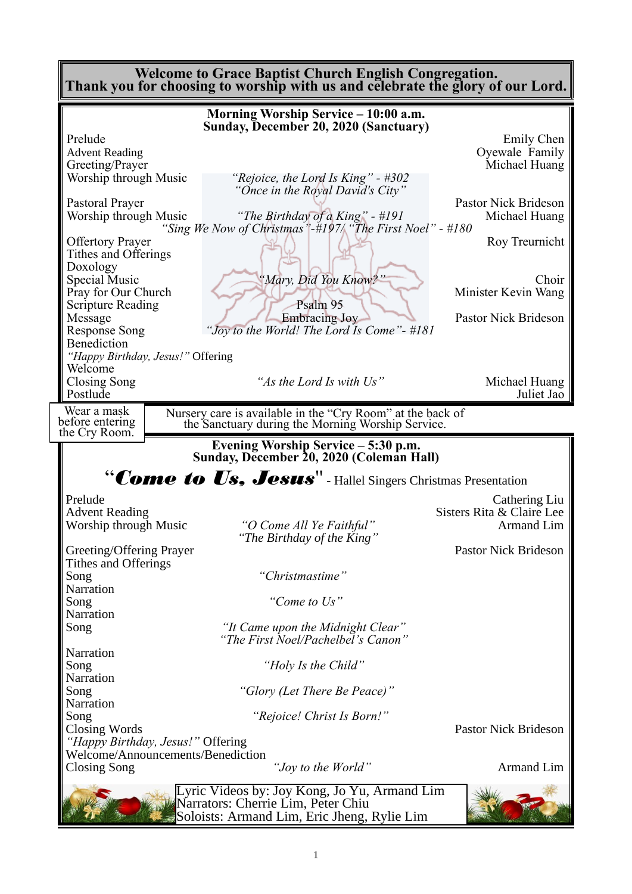**Welcome to Grace Baptist Church English Congregation.**
**Thank you for choosing to worship with us and celebrate the glory of our Lord.**

## Morning Worship Service – 10:00 a.m.
## Sunday, December 20, 2020 (Sanctuary)

| | | |
|---|---|---|
| Prelude | | Emily Chen |
| Advent Reading | | Oyewale Family |
| Greeting/Prayer | | Michael Huang |
| Worship through Music | *"Rejoice, the Lord Is King" - #302* *"Once in the Royal David's City"* | |
| Pastoral Prayer | | Pastor Nick Brideson |
| Worship through Music | *"The Birthday of a King" - #191* *"Sing We Now of Christmas"-#197/ "The First Noel" - #180* | Michael Huang |
| Offertory Prayer | | Roy Treurnicht |
| Tithes and Offerings | | |
| Doxology | | |
| Special Music | *"Mary, Did You Know?"* | Choir |
| Pray for Our Church | | Minister Kevin Wang |
| Scripture Reading | Psalm 95 | |
| Message | Embracing Joy | Pastor Nick Brideson |
| Response Song | *"Joy to the World! The Lord Is Come"- #181* | |
| Benediction | | |
| *"Happy Birthday, Jesus!"* Offering | | |
| Welcome | | |
| Closing Song | *"As the Lord Is with Us"* | Michael Huang |
| Postlude | | Juliet Jao |

Wear a mask before entering the Cry Room.

Nursery care is available in the "Cry Room" at the back of the Sanctuary during the Morning Worship Service.

## Evening Worship Service – 5:30 p.m.
## Sunday, December 20, 2020 (Coleman Hall)

### "*Come to Us, Jesus*" - Hallel Singers Christmas Presentation

| | | |
|---|---|---|
| Prelude | | Cathering Liu |
| Advent Reading | | Sisters Rita & Claire Lee |
| Worship through Music | *"O Come All Ye Faithful"* *"The Birthday of the King"* | Armand Lim |
| Greeting/Offering Prayer | | Pastor Nick Brideson |
| Tithes and Offerings | | |
| Song | *"Christmastime"* | |
| Narration | | |
| Song | *"Come to Us"* | |
| Narration | | |
| Song | *"It Came upon the Midnight Clear"* *"The First Noel/Pachelbel's Canon"* | |
| Narration | | |
| Song | *"Holy Is the Child"* | |
| Narration | | |
| Song | *"Glory (Let There Be Peace)"* | |
| Narration | | |
| Song | *"Rejoice! Christ Is Born!"* | |
| Closing Words | | Pastor Nick Brideson |
| *"Happy Birthday, Jesus!"* Offering | | |
| Welcome/Announcements/Benediction | | |
| Closing Song | *"Joy to the World"* | Armand Lim |

Lyric Videos by: Joy Kong, Jo Yu, Armand Lim
Narrators: Cherrie Lim, Peter Chiu
Soloists: Armand Lim, Eric Jheng, Rylie Lim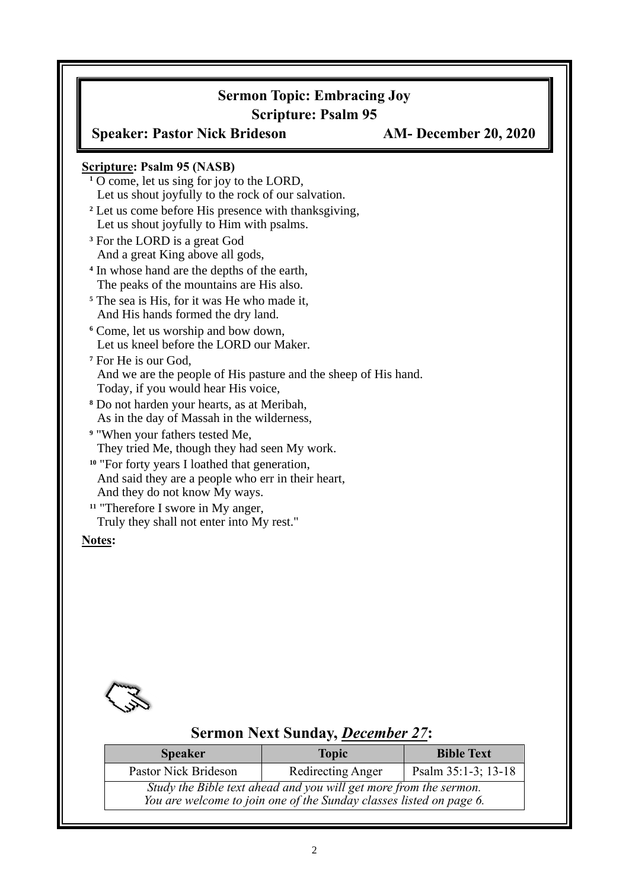## Sermon Topic: Embracing Joy

## Scripture: Psalm 95

**Speaker: Pastor Nick Brideson** **AM- December 20, 2020**

**Scripture: Psalm 95 (NASB)**

[1] O come, let us sing for joy to the LORD,
Let us shout joyfully to the rock of our salvation.

[2] Let us come before His presence with thanksgiving,
Let us shout joyfully to Him with psalms.

[3] For the LORD is a great God
And a great King above all gods,

[4] In whose hand are the depths of the earth,
The peaks of the mountains are His also.

[5] The sea is His, for it was He who made it,
And His hands formed the dry land.

[6] Come, let us worship and bow down,
Let us kneel before the LORD our Maker.

[7] For He is our God,
And we are the people of His pasture and the sheep of His hand.
Today, if you would hear His voice,

[8] Do not harden your hearts, as at Meribah,
As in the day of Massah in the wilderness,

[9] "When your fathers tested Me,
They tried Me, though they had seen My work.

[10] "For forty years I loathed that generation,
And said they are a people who err in their heart,
And they do not know My ways.

[11] "Therefore I swore in My anger,
Truly they shall not enter into My rest."

**Notes:**

## Sermon Next Sunday, *December 27*:

| Speaker | Topic | Bible Text |
|---|---|---|
| Pastor Nick Brideson | Redirecting Anger | Psalm 35:1-3; 13-18 |
| *Study the Bible text ahead and you will get more from the sermon. You are welcome to join one of the Sunday classes listed on page 6.* | | |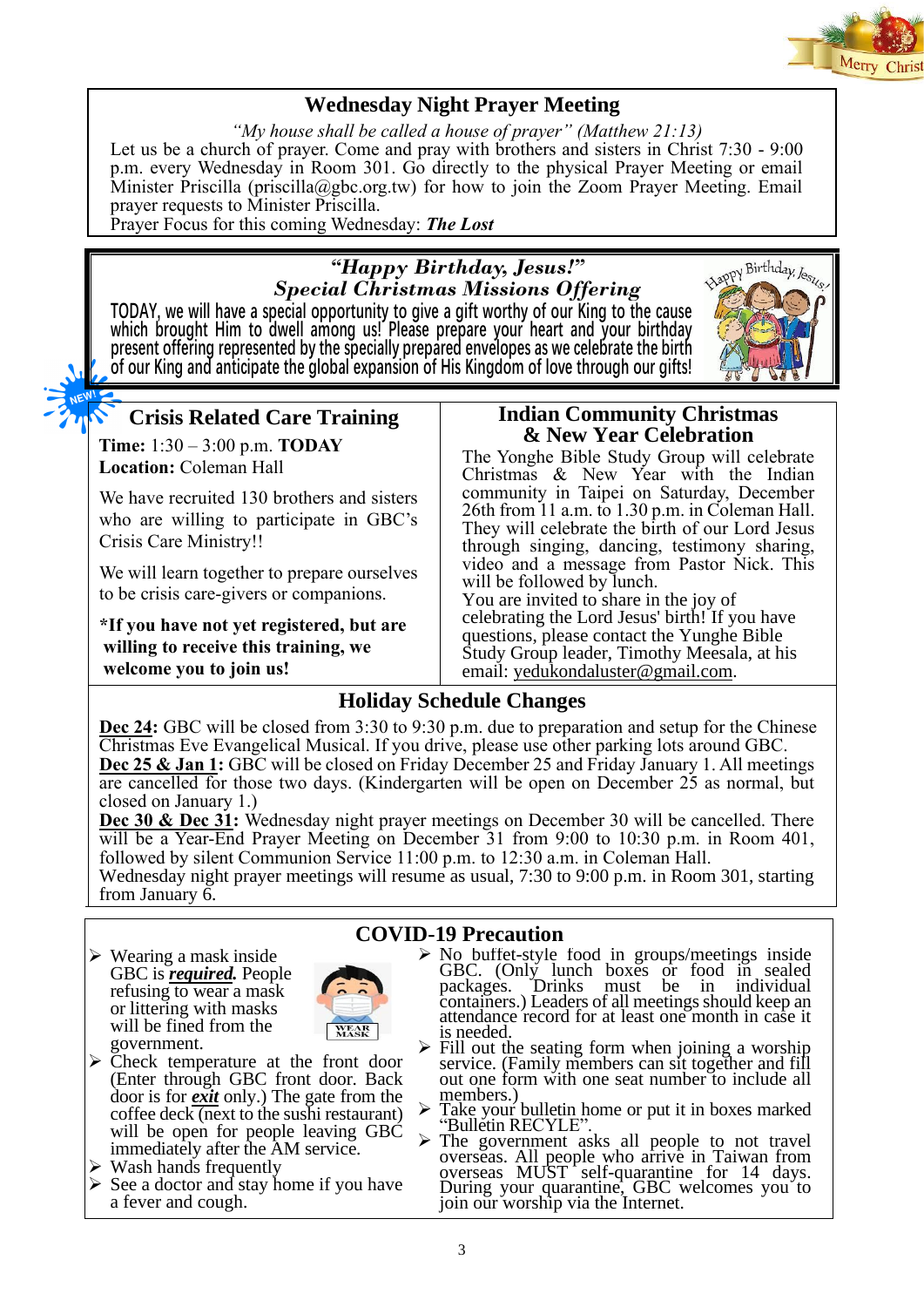## Wednesday Night Prayer Meeting

*"My house shall be called a house of prayer" (Matthew 21:13)*

Let us be a church of prayer. Come and pray with brothers and sisters in Christ 7:30 - 9:00 p.m. every Wednesday in Room 301. Go directly to the physical Prayer Meeting or email Minister Priscilla (priscilla@gbc.org.tw) for how to join the Zoom Prayer Meeting. Email prayer requests to Minister Priscilla.

Prayer Focus for this coming Wednesday: ***The Lost***

## *"Happy Birthday, Jesus!"*
## *Special Christmas Missions Offering*

TODAY, we will have a special opportunity to give a gift worthy of our King to the cause which brought Him to dwell among us! Please prepare your heart and your birthday present offering represented by the specially prepared envelopes as we celebrate the birth of our King and anticipate the global expansion of His Kingdom of love through our gifts!

NEW!

## Crisis Related Care Training

**Time:** 1:30 – 3:00 p.m. **TODAY**
**Location:** Coleman Hall

We have recruited 130 brothers and sisters who are willing to participate in GBC's Crisis Care Ministry!!

We will learn together to prepare ourselves to be crisis care-givers or companions.

**\*If you have not yet registered, but are willing to receive this training, we welcome you to join us!**

## Indian Community Christmas & New Year Celebration

The Yonghe Bible Study Group will celebrate Christmas & New Year with the Indian community in Taipei on Saturday, December 26th from 11 a.m. to 1.30 p.m. in Coleman Hall. They will celebrate the birth of our Lord Jesus through singing, dancing, testimony sharing, video and a message from Pastor Nick. This will be followed by lunch.

You are invited to share in the joy of celebrating the Lord Jesus' birth! If you have questions, please contact the Yunghe Bible Study Group leader, Timothy Meesala, at his email: yedukondaluster@gmail.com.

## Holiday Schedule Changes

**Dec 24:** GBC will be closed from 3:30 to 9:30 p.m. due to preparation and setup for the Chinese Christmas Eve Evangelical Musical. If you drive, please use other parking lots around GBC.

**Dec 25 & Jan 1:** GBC will be closed on Friday December 25 and Friday January 1. All meetings are cancelled for those two days. (Kindergarten will be open on December 25 as normal, but closed on January 1.)

**Dec 30 & Dec 31:** Wednesday night prayer meetings on December 30 will be cancelled. There will be a Year-End Prayer Meeting on December 31 from 9:00 to 10:30 p.m. in Room 401, followed by silent Communion Service 11:00 p.m. to 12:30 a.m. in Coleman Hall.

Wednesday night prayer meetings will resume as usual, 7:30 to 9:00 p.m. in Room 301, starting from January 6.

## COVID-19 Precaution

- Wearing a mask inside GBC is ***required***. People refusing to wear a mask or littering with masks will be fined from the government.
- Check temperature at the front door (Enter through GBC front door. Back door is for ***exit*** only.) The gate from the coffee deck (next to the sushi restaurant) will be open for people leaving GBC immediately after the AM service.
- Wash hands frequently
- See a doctor and stay home if you have a fever and cough.
- No buffet-style food in groups/meetings inside GBC. (Only lunch boxes or food in sealed packages. Drinks must be in individual containers.) Leaders of all meetings should keep an attendance record for at least one month in case it is needed.
- Fill out the seating form when joining a worship service. (Family members can sit together and fill out one form with one seat number to include all members.)
- Take your bulletin home or put it in boxes marked "Bulletin RECYLE".
- The government asks all people to not travel overseas. All people who arrive in Taiwan from overseas MUST self-quarantine for 14 days. During your quarantine, GBC welcomes you to join our worship via the Internet.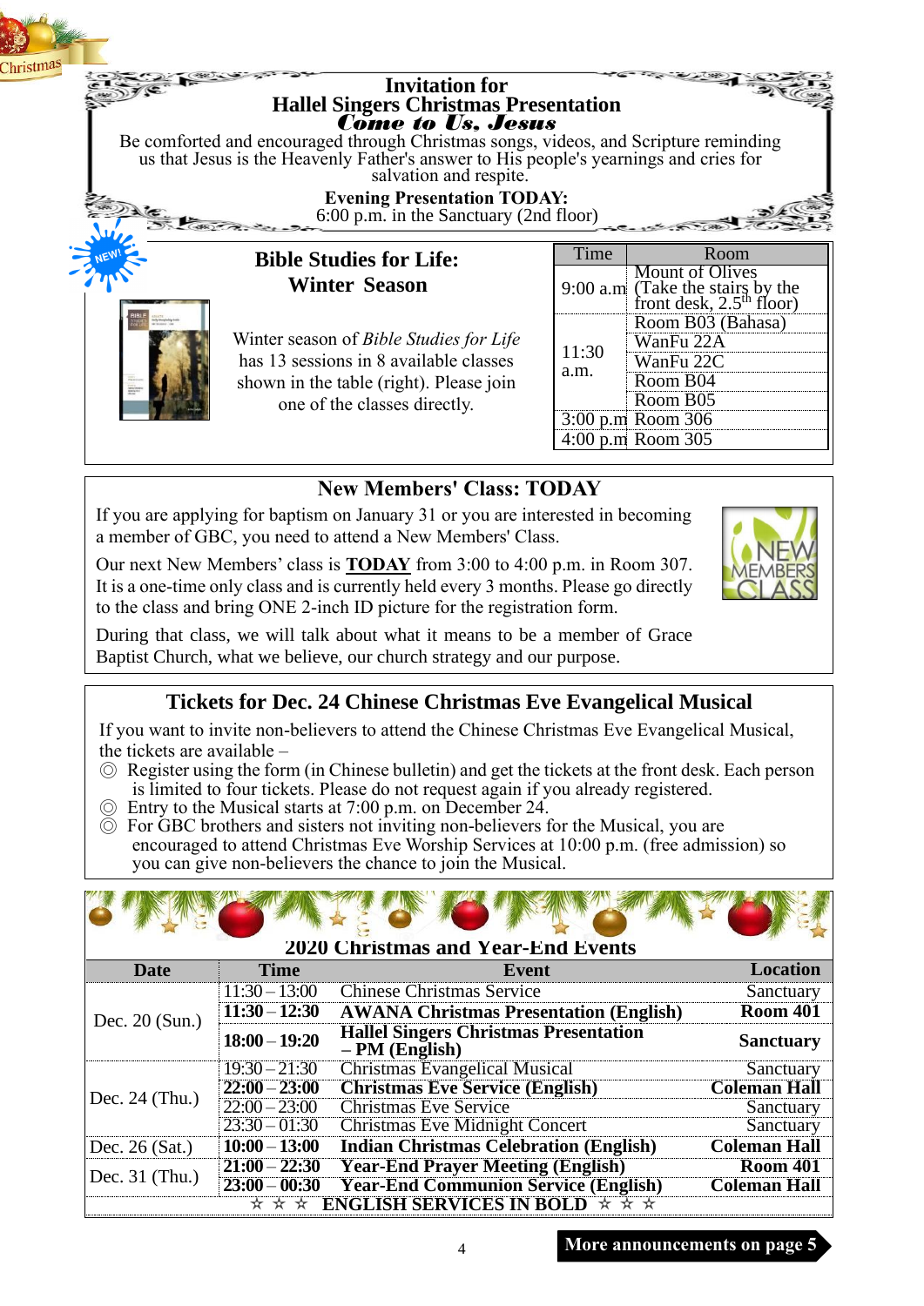## Invitation for
## Hallel Singers Christmas Presentation
### *Come to Us, Jesus*

Be comforted and encouraged through Christmas songs, videos, and Scripture reminding us that Jesus is the Heavenly Father's answer to His people's yearnings and cries for salvation and respite.

**Evening Presentation TODAY:**
6:00 p.m. in the Sanctuary (2nd floor)

## Bible Studies for Life: Winter Season

Winter season of *Bible Studies for Life* has 13 sessions in 8 available classes shown in the table (right). Please join one of the classes directly.

| Time | Room |
|---|---|
| 9:00 a.m | Mount of Olives (Take the stairs by the front desk, 2.5th floor) |
| 11:30 a.m. | Room B03 (Bahasa) |
| | WanFu 22A |
| | WanFu 22C |
| | Room B04 |
| | Room B05 |
| 3:00 p.m | Room 306 |
| 4:00 p.m | Room 305 |

## New Members' Class: TODAY

If you are applying for baptism on January 31 or you are interested in becoming a member of GBC, you need to attend a New Members' Class.

Our next New Members' class is **TODAY** from 3:00 to 4:00 p.m. in Room 307. It is a one-time only class and is currently held every 3 months. Please go directly to the class and bring ONE 2-inch ID picture for the registration form.

During that class, we will talk about what it means to be a member of Grace Baptist Church, what we believe, our church strategy and our purpose.

## Tickets for Dec. 24 Chinese Christmas Eve Evangelical Musical

If you want to invite non-believers to attend the Chinese Christmas Eve Evangelical Musical, the tickets are available –

◎ Register using the form (in Chinese bulletin) and get the tickets at the front desk. Each person is limited to four tickets. Please do not request again if you already registered.
◎ Entry to the Musical starts at 7:00 p.m. on December 24.
◎ For GBC brothers and sisters not inviting non-believers for the Musical, you are encouraged to attend Christmas Eve Worship Services at 10:00 p.m. (free admission) so you can give non-believers the chance to join the Musical.

## 2020 Christmas and Year-End Events

| Date | Time | Event | Location |
|---|---|---|---|
| Dec. 20 (Sun.) | 11:30 – 13:00 | Chinese Christmas Service | Sanctuary |
| | **11:30 – 12:30** | **AWANA Christmas Presentation (English)** | **Room 401** |
| | **18:00 – 19:20** | **Hallel Singers Christmas Presentation – PM (English)** | **Sanctuary** |
| Dec. 24 (Thu.) | 19:30 – 21:30 | Christmas Evangelical Musical | Sanctuary |
| | **22:00 – 23:00** | **Christmas Eve Service (English)** | **Coleman Hall** |
| | 22:00 – 23:00 | Christmas Eve Service | Sanctuary |
| | 23:30 – 01:30 | Christmas Eve Midnight Concert | Sanctuary |
| Dec. 26 (Sat.) | **10:00 – 13:00** | **Indian Christmas Celebration (English)** | **Coleman Hall** |
| Dec. 31 (Thu.) | **21:00 – 22:30** | **Year-End Prayer Meeting (English)** | **Room 401** |
| | **23:00 – 00:30** | **Year-End Communion Service (English)** | **Coleman Hall** |

☆ ☆ ☆ **ENGLISH SERVICES IN BOLD** ☆ ☆ ☆

**More announcements on page 5**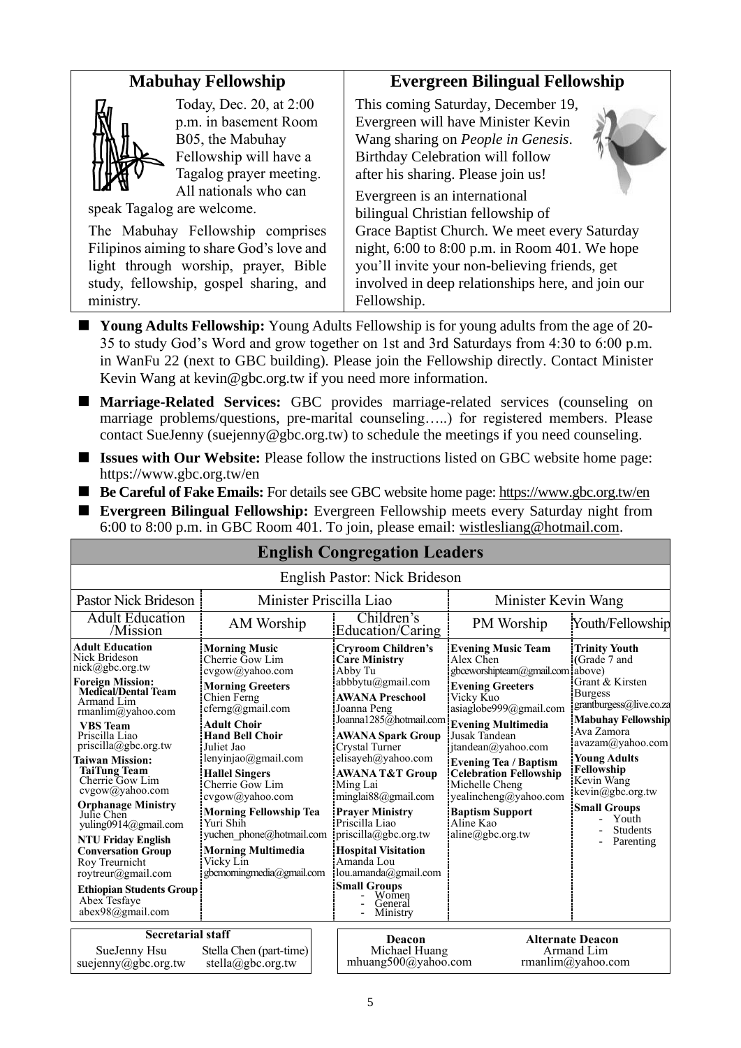## Mabuhay Fellowship

Today, Dec. 20, at 2:00 p.m. in basement Room B05, the Mabuhay Fellowship will have a Tagalog prayer meeting. All nationals who can speak Tagalog are welcome.

The Mabuhay Fellowship comprises Filipinos aiming to share God's love and light through worship, prayer, Bible study, fellowship, gospel sharing, and ministry.

## Evergreen Bilingual Fellowship

This coming Saturday, December 19, Evergreen will have Minister Kevin Wang sharing on *People in Genesis*. Birthday Celebration will follow after his sharing. Please join us!

Evergreen is an international bilingual Christian fellowship of Grace Baptist Church. We meet every Saturday night, 6:00 to 8:00 p.m. in Room 401. We hope you'll invite your non-believing friends, get involved in deep relationships here, and join our Fellowship.

- **Young Adults Fellowship:** Young Adults Fellowship is for young adults from the age of 20-35 to study God's Word and grow together on 1st and 3rd Saturdays from 4:30 to 6:00 p.m. in WanFu 22 (next to GBC building). Please join the Fellowship directly. Contact Minister Kevin Wang at kevin@gbc.org.tw if you need more information.
- **Marriage-Related Services:** GBC provides marriage-related services (counseling on marriage problems/questions, pre-marital counseling…..) for registered members. Please contact SueJenny (suejenny@gbc.org.tw) to schedule the meetings if you need counseling.
- **Issues with Our Website:** Please follow the instructions listed on GBC website home page: https://www.gbc.org.tw/en
- **Be Careful of Fake Emails:** For details see GBC website home page: https://www.gbc.org.tw/en
- **Evergreen Bilingual Fellowship:** Evergreen Fellowship meets every Saturday night from 6:00 to 8:00 p.m. in GBC Room 401. To join, please email: wistlesliang@hotmail.com.

## English Congregation Leaders

English Pastor: Nick Brideson

| Pastor Nick Brideson | Minister Priscilla Liao | | Minister Kevin Wang | |
|---|---|---|---|---|
| Adult Education /Mission | AM Worship | Children's Education/Caring | PM Worship | Youth/Fellowship |
| **Adult Education** Nick Brideson nick@gbc.org.tw<br>**Foreign Mission: Medical/Dental Team** Armand Lim rmanlim@yahoo.com<br>**VBS Team** Priscilla Liao priscilla@gbc.org.tw<br>**Taiwan Mission: TaiTung Team** Cherrie Gow Lim cvgow@yahoo.com<br>**Orphanage Ministry** Julie Chen yuling0914@gmail.com<br>**NTU Friday English Conversation Group** Roy Treurnicht roytreur@gmail.com<br>**Ethiopian Students Group** Abex Tesfaye abex98@gmail.com | **Morning Music** Cherrie Gow Lim cvgow@yahoo.com<br>**Morning Greeters** Chien Ferng cferng@gmail.com<br>**Adult Choir Hand Bell Choir** Juliet Jao lenyinjao@gmail.com<br>**Hallel Singers** Cherrie Gow Lim cvgow@yahoo.com<br>**Morning Fellowship Tea** Yuri Shih yuchen_phone@hotmail.com<br>**Morning Multimedia** Vicky Lin gbcmorningmedia@gmail.com | **Cryroom Children's Care Ministry** Abby Tu abbbytu@gmail.com<br>**AWANA Preschool** Joanna Peng Joanna1285@hotmail.com<br>**AWANA Spark Group** Crystal Turner elisayeh@yahoo.com<br>**AWANA T&T Group** Ming Lai minglai88@gmail.com<br>**Prayer Ministry** Priscilla Liao priscilla@gbc.org.tw<br>**Hospital Visitation** Amanda Lou lou.amanda@gmail.com<br>**Small Groups** - Women - General - Ministry | **Evening Music Team** Alex Chen gbceworshipteam@gmail.com<br>**Evening Greeters** Vicky Kuo asiaglobe999@gmail.com<br>**Evening Multimedia** Jusak Tandean jtandean@yahoo.com<br>**Evening Tea / Baptism Celebration Fellowship** Michelle Cheng yealincheng@yahoo.com<br>**Baptism Support** Aline Kao aline@gbc.org.tw | **Trinity Youth** (Grade 7 and above) Grant & Kirsten Burgess grantburgess@live.co.za<br>**Mabuhay Fellowship** Ava Zamora avazam@yahoo.com<br>**Young Adults Fellowship** Kevin Wang kevin@gbc.org.tw<br>**Small Groups** - Youth - Students - Parenting |

| Secretarial staff | |
|---|---|
| SueJenny Hsu suejenny@gbc.org.tw | Stella Chen (part-time) stella@gbc.org.tw |

| Deacon | Alternate Deacon |
|---|---|
| Michael Huang mhuang500@yahoo.com | Armand Lim rmanlim@yahoo.com |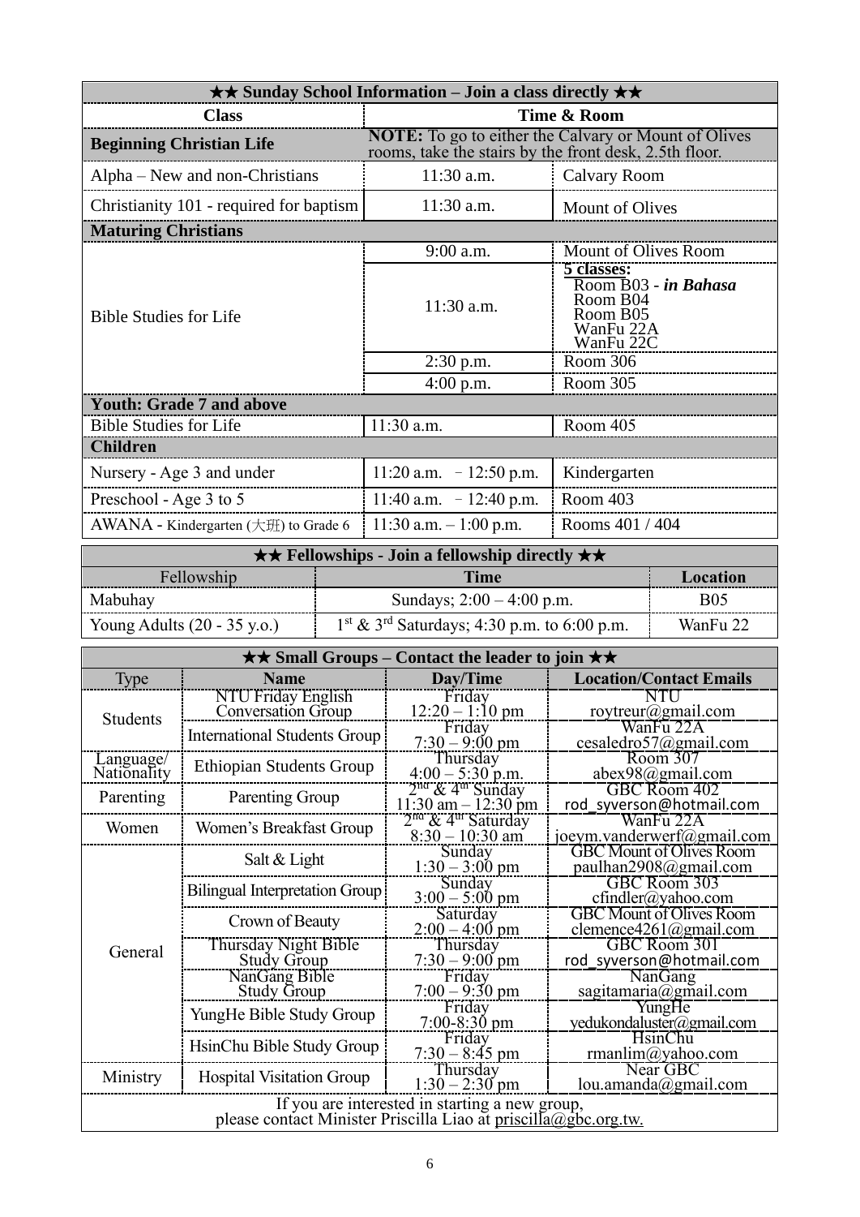| ★★ Sunday School Information – Join a class directly ★★ | | |
|---|---|---|
| **Class** | **Time & Room** | |
| **Beginning Christian Life** | **NOTE:** To go to either the Calvary or Mount of Olives rooms, take the stairs by the front desk, 2.5th floor. | |
| Alpha – New and non-Christians | 11:30 a.m. | Calvary Room |
| Christianity 101 - required for baptism | 11:30 a.m. | Mount of Olives |
| **Maturing Christians** | | |
| Bible Studies for Life | 9:00 a.m. | Mount of Olives Room |
| | 11:30 a.m. | **5 classes:** Room B03 - ***in Bahasa*** Room B04 Room B05 WanFu 22A WanFu 22C |
| | 2:30 p.m. | Room 306 |
| | 4:00 p.m. | Room 305 |
| **Youth: Grade 7 and above** | | |
| Bible Studies for Life | 11:30 a.m. | Room 405 |
| **Children** | | |
| Nursery - Age 3 and under | 11:20 a.m. – 12:50 p.m. | Kindergarten |
| Preschool - Age 3 to 5 | 11:40 a.m. – 12:40 p.m. | Room 403 |
| AWANA - Kindergarten (大班) to Grade 6 | 11:30 a.m. – 1:00 p.m. | Rooms 401 / 404 |

| ★★ Fellowships - Join a fellowship directly ★★ | | |
|---|---|---|
| Fellowship | **Time** | **Location** |
| Mabuhay | Sundays; 2:00 – 4:00 p.m. | B05 |
| Young Adults (20 - 35 y.o.) | 1st & 3rd Saturdays; 4:30 p.m. to 6:00 p.m. | WanFu 22 |

| ★★ Small Groups – Contact the leader to join ★★ | | | |
|---|---|---|---|
| Type | **Name** | **Day/Time** | **Location/Contact Emails** |
| Students | NTU Friday English Conversation Group | Friday 12:20 – 1:10 pm | NTU roytreur@gmail.com |
| | International Students Group | Friday 7:30 – 9:00 pm | WanFu 22A cesaledro57@gmail.com |
| Language/ Nationality | Ethiopian Students Group | Thursday 4:00 – 5:30 p.m. | Room 307 abex98@gmail.com |
| Parenting | Parenting Group | 2nd & 4th Sunday 11:30 am – 12:30 pm | GBC Room 402 rod_syverson@hotmail.com |
| Women | Women's Breakfast Group | 2nd & 4th Saturday 8:30 – 10:30 am | WanFu 22A joeym.vanderwerf@gmail.com |
| General | Salt & Light | Sunday 1:30 – 3:00 pm | GBC Mount of Olives Room paulhan2908@gmail.com |
| | Bilingual Interpretation Group | Sunday 3:00 – 5:00 pm | GBC Room 303 cfindler@yahoo.com |
| | Crown of Beauty | Saturday 2:00 – 4:00 pm | GBC Mount of Olives Room clemence4261@gmail.com |
| | Thursday Night Bible Study Group | Thursday 7:30 – 9:00 pm | GBC Room 301 rod_syverson@hotmail.com |
| | NanGang Bible Study Group | Friday 7:00 – 9:30 pm | NanGang sagitamaria@gmail.com |
| | YungHe Bible Study Group | Friday 7:00-8:30 pm | YungHe yedukondaluster@gmail.com |
| | HsinChu Bible Study Group | Friday 7:30 – 8:45 pm | HsinChu rmanlim@yahoo.com |
| Ministry | Hospital Visitation Group | Thursday 1:30 – 2:30 pm | Near GBC lou.amanda@gmail.com |
| If you are interested in starting a new group, please contact Minister Priscilla Liao at priscilla@gbc.org.tw. | | | |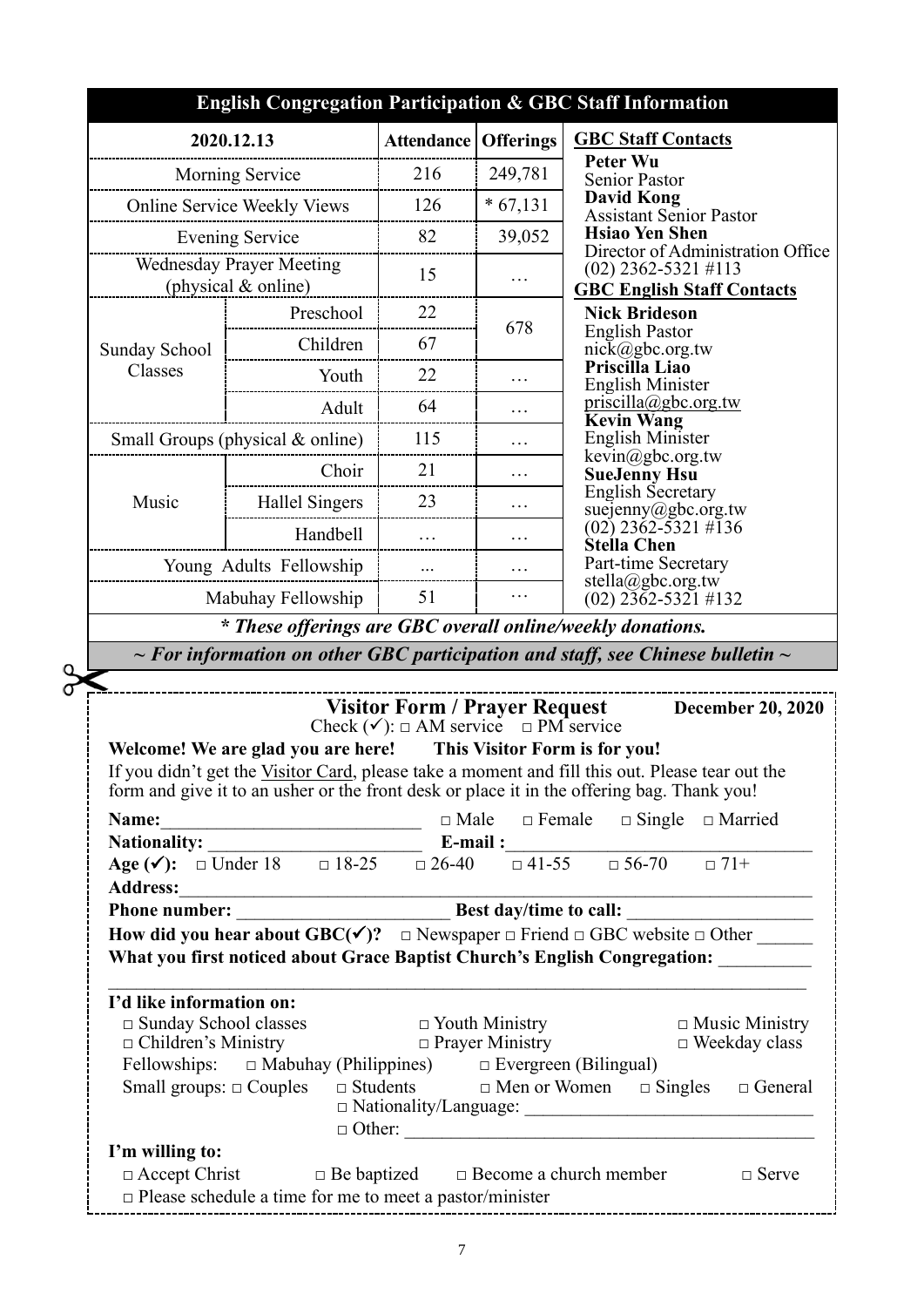## English Congregation Participation & GBC Staff Information

| 2020.12.13 | | Attendance | Offerings |
|---|---|---|---|
| Morning Service | | 216 | 249,781 |
| Online Service Weekly Views | | 126 | * 67,131 |
| Evening Service | | 82 | 39,052 |
| Wednesday Prayer Meeting (physical & online) | | 15 | … |
| Sunday School Classes | Preschool | 22 | 678 |
| | Children | 67 | |
| | Youth | 22 | … |
| | Adult | 64 | … |
| Small Groups (physical & online) | | 115 | … |
| Music | Choir | 21 | … |
| | Hallel Singers | 23 | … |
| | Handbell | … | … |
| Young Adults Fellowship | | ... | … |
| Mabuhay Fellowship | | 51 | … |

**GBC Staff Contacts**

**Peter Wu**
Senior Pastor

**David Kong**
Assistant Senior Pastor

**Hsiao Yen Shen**
Director of Administration Office
(02) 2362-5321 #113

**GBC English Staff Contacts**

**Nick Brideson**
English Pastor
nick@gbc.org.tw

**Priscilla Liao**
English Minister
priscilla@gbc.org.tw

**Kevin Wang**
English Minister
kevin@gbc.org.tw

**SueJenny Hsu**
English Secretary
suejenny@gbc.org.tw
(02) 2362-5321 #136

**Stella Chen**
Part-time Secretary
stella@gbc.org.tw
(02) 2362-5321 #132

***\* These offerings are GBC overall online/weekly donations.***

***~ For information on other GBC participation and staff, see Chinese bulletin ~***

---

### Visitor Form / Prayer Request — December 20, 2020

Check (✓): □ AM service □ PM service

**Welcome! We are glad you are here! This Visitor Form is for you!**

If you didn't get the Visitor Card, please take a moment and fill this out. Please tear out the form and give it to an usher or the front desk or place it in the offering bag. Thank you!

**Name:**\_\_\_\_\_\_\_\_\_\_\_\_\_\_\_\_\_\_\_\_ □ Male □ Female □ Single □ Married

**Nationality:** \_\_\_\_\_\_\_\_\_\_\_\_\_\_\_\_\_\_\_\_ **E-mail :**\_\_\_\_\_\_\_\_\_\_\_\_\_\_\_\_\_\_\_\_

**Age (✓):** □ Under 18 □ 18-25 □ 26-40 □ 41-55 □ 56-70 □ 71+

**Address:**\_\_\_\_\_\_\_\_\_\_\_\_\_\_\_\_\_\_\_\_\_\_\_\_\_\_\_\_\_\_\_\_\_\_\_\_\_\_\_\_

**Phone number:** \_\_\_\_\_\_\_\_\_\_\_\_\_\_\_\_\_\_\_\_ **Best day/time to call:** \_\_\_\_\_\_\_\_\_\_\_\_\_\_\_\_\_\_\_\_

**How did you hear about GBC(✓)?** □ Newspaper □ Friend □ GBC website □ Other \_\_\_\_\_\_

**What you first noticed about Grace Baptist Church's English Congregation:** \_\_\_\_\_\_\_\_\_\_

\_\_\_\_\_\_\_\_\_\_\_\_\_\_\_\_\_\_\_\_\_\_\_\_\_\_\_\_\_\_\_\_\_\_\_\_\_\_\_\_\_\_\_\_\_\_\_\_\_\_\_\_\_\_\_\_\_\_\_\_

**I'd like information on:**

□ Sunday School classes □ Youth Ministry □ Music Ministry
□ Children's Ministry □ Prayer Ministry □ Weekday class
Fellowships: □ Mabuhay (Philippines) □ Evergreen (Bilingual)
Small groups: □ Couples □ Students □ Men or Women □ Singles □ General
□ Nationality/Language: \_\_\_\_\_\_\_\_\_\_\_\_\_\_\_\_\_\_\_\_
□ Other: \_\_\_\_\_\_\_\_\_\_\_\_\_\_\_\_\_\_\_\_

**I'm willing to:**

□ Accept Christ □ Be baptized □ Become a church member □ Serve
□ Please schedule a time for me to meet a pastor/minister